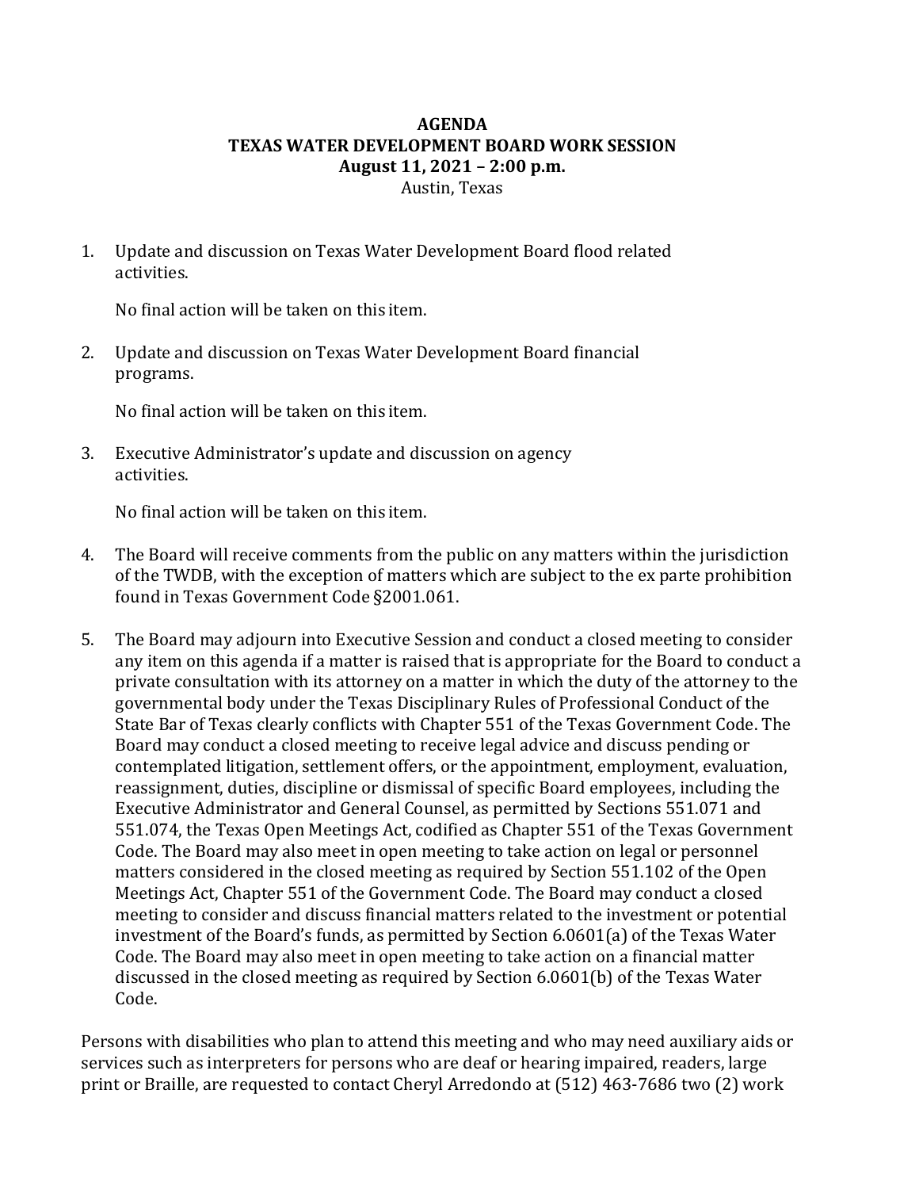# AGENDA

## TEXAS WATER DEVELOPMENT BOARD WORK SESSION

**August 11, 2021 – 2:00 p.m.**

Austin, Texas

1. Update and discussion on Texas Water Development Board flood related activities.

   No final action will be taken on this item.

2. Update and discussion on Texas Water Development Board financial programs.

   No final action will be taken on this item.

3. Executive Administrator's update and discussion on agency activities.

   No final action will be taken on this item.

4. The Board will receive comments from the public on any matters within the jurisdiction of the TWDB, with the exception of matters which are subject to the ex parte prohibition found in Texas Government Code §2001.061.

5. The Board may adjourn into Executive Session and conduct a closed meeting to consider any item on this agenda if a matter is raised that is appropriate for the Board to conduct a private consultation with its attorney on a matter in which the duty of the attorney to the governmental body under the Texas Disciplinary Rules of Professional Conduct of the State Bar of Texas clearly conflicts with Chapter 551 of the Texas Government Code. The Board may conduct a closed meeting to receive legal advice and discuss pending or contemplated litigation, settlement offers, or the appointment, employment, evaluation, reassignment, duties, discipline or dismissal of specific Board employees, including the Executive Administrator and General Counsel, as permitted by Sections 551.071 and 551.074, the Texas Open Meetings Act, codified as Chapter 551 of the Texas Government Code. The Board may also meet in open meeting to take action on legal or personnel matters considered in the closed meeting as required by Section 551.102 of the Open Meetings Act, Chapter 551 of the Government Code. The Board may conduct a closed meeting to consider and discuss financial matters related to the investment or potential investment of the Board's funds, as permitted by Section 6.0601(a) of the Texas Water Code. The Board may also meet in open meeting to take action on a financial matter discussed in the closed meeting as required by Section 6.0601(b) of the Texas Water Code.

Persons with disabilities who plan to attend this meeting and who may need auxiliary aids or services such as interpreters for persons who are deaf or hearing impaired, readers, large print or Braille, are requested to contact Cheryl Arredondo at (512) 463-7686 two (2) work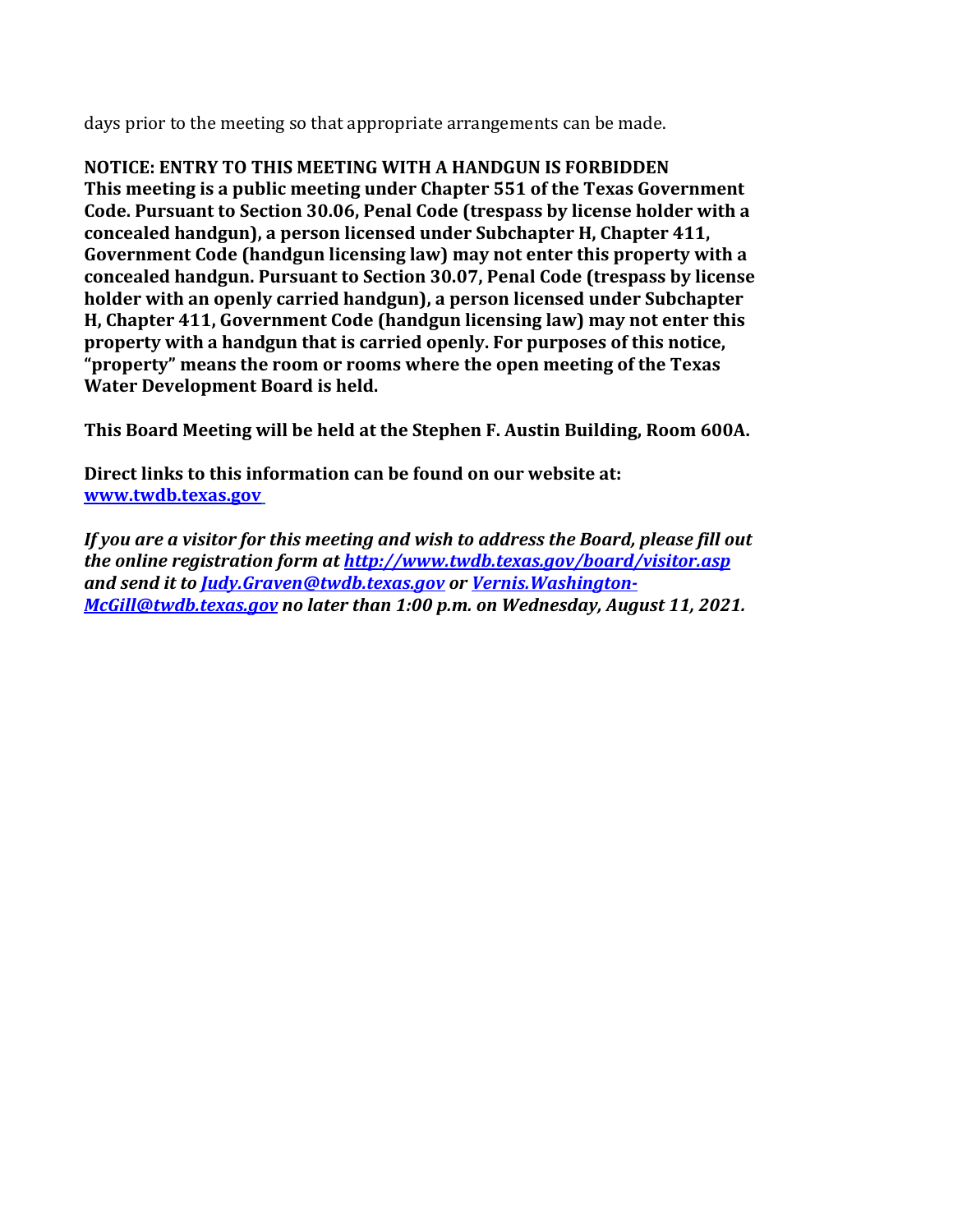days prior to the meeting so that appropriate arrangements can be made.

**NOTICE: ENTRY TO THIS MEETING WITH A HANDGUN IS FORBIDDEN**
**This meeting is a public meeting under Chapter 551 of the Texas Government Code. Pursuant to Section 30.06, Penal Code (trespass by license holder with a concealed handgun), a person licensed under Subchapter H, Chapter 411, Government Code (handgun licensing law) may not enter this property with a concealed handgun. Pursuant to Section 30.07, Penal Code (trespass by license holder with an openly carried handgun), a person licensed under Subchapter H, Chapter 411, Government Code (handgun licensing law) may not enter this property with a handgun that is carried openly. For purposes of this notice, "property" means the room or rooms where the open meeting of the Texas Water Development Board is held.**

**This Board Meeting will be held at the Stephen F. Austin Building, Room 600A.**

**Direct links to this information can be found on our website at: [www.twdb.texas.gov](http://www.twdb.texas.gov)**

***If you are a visitor for this meeting and wish to address the Board, please fill out the online registration form at [http://www.twdb.texas.gov/board/visitor.asp](http://www.twdb.texas.gov/board/visitor.asp) and send it to [Judy.Graven@twdb.texas.gov](mailto:Judy.Graven@twdb.texas.gov) or [Vernis.Washington-McGill@twdb.texas.gov](mailto:Vernis.Washington-McGill@twdb.texas.gov) no later than 1:00 p.m. on Wednesday, August 11, 2021.***